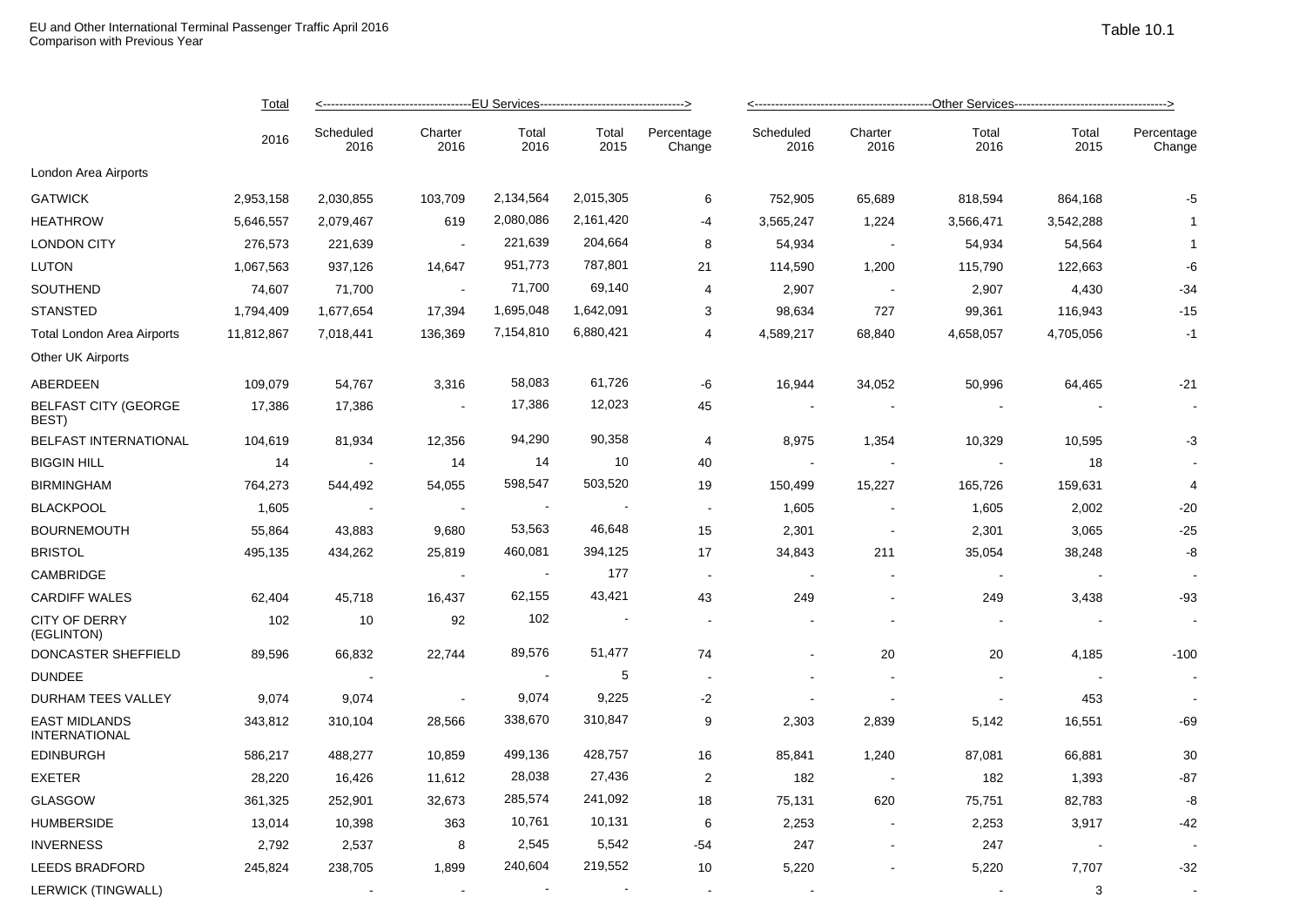EU and Other International Terminal Passenger Traffic April 2016
Comparison with Previous Year

Table 10.1

| | Total | <-----EU Services-----> | | | | | <-----Other Services-----> | | | | |
|---|---|---|---|---|---|---|---|---|---|---|---|
| | 2016 | Scheduled 2016 | Charter 2016 | Total 2016 | Total 2015 | Percentage Change | Scheduled 2016 | Charter 2016 | Total 2016 | Total 2015 | Percentage Change |
| London Area Airports | | | | | | | | | | | |
| GATWICK | 2,953,158 | 2,030,855 | 103,709 | 2,134,564 | 2,015,305 | 6 | 752,905 | 65,689 | 818,594 | 864,168 | -5 |
| HEATHROW | 5,646,557 | 2,079,467 | 619 | 2,080,086 | 2,161,420 | -4 | 3,565,247 | 1,224 | 3,566,471 | 3,542,288 | 1 |
| LONDON CITY | 276,573 | 221,639 | - | 221,639 | 204,664 | 8 | 54,934 | - | 54,934 | 54,564 | 1 |
| LUTON | 1,067,563 | 937,126 | 14,647 | 951,773 | 787,801 | 21 | 114,590 | 1,200 | 115,790 | 122,663 | -6 |
| SOUTHEND | 74,607 | 71,700 | - | 71,700 | 69,140 | 4 | 2,907 | - | 2,907 | 4,430 | -34 |
| STANSTED | 1,794,409 | 1,677,654 | 17,394 | 1,695,048 | 1,642,091 | 3 | 98,634 | 727 | 99,361 | 116,943 | -15 |
| Total London Area Airports | 11,812,867 | 7,018,441 | 136,369 | 7,154,810 | 6,880,421 | 4 | 4,589,217 | 68,840 | 4,658,057 | 4,705,056 | -1 |
| Other UK Airports | | | | | | | | | | | |
| ABERDEEN | 109,079 | 54,767 | 3,316 | 58,083 | 61,726 | -6 | 16,944 | 34,052 | 50,996 | 64,465 | -21 |
| BELFAST CITY (GEORGE BEST) | 17,386 | 17,386 | - | 17,386 | 12,023 | 45 | - | - | - | - | - |
| BELFAST INTERNATIONAL | 104,619 | 81,934 | 12,356 | 94,290 | 90,358 | 4 | 8,975 | 1,354 | 10,329 | 10,595 | -3 |
| BIGGIN HILL | 14 | - | 14 | 14 | 10 | 40 | - | - | - | 18 | - |
| BIRMINGHAM | 764,273 | 544,492 | 54,055 | 598,547 | 503,520 | 19 | 150,499 | 15,227 | 165,726 | 159,631 | 4 |
| BLACKPOOL | 1,605 | - | - | - | - | - | 1,605 | - | 1,605 | 2,002 | -20 |
| BOURNEMOUTH | 55,864 | 43,883 | 9,680 | 53,563 | 46,648 | 15 | 2,301 | - | 2,301 | 3,065 | -25 |
| BRISTOL | 495,135 | 434,262 | 25,819 | 460,081 | 394,125 | 17 | 34,843 | 211 | 35,054 | 38,248 | -8 |
| CAMBRIDGE | | | - | - | 177 | - | - | - | - | - | - |
| CARDIFF WALES | 62,404 | 45,718 | 16,437 | 62,155 | 43,421 | 43 | 249 | - | 249 | 3,438 | -93 |
| CITY OF DERRY (EGLINTON) | 102 | 10 | 92 | 102 | - | - | - | - | - | - | - |
| DONCASTER SHEFFIELD | 89,596 | 66,832 | 22,744 | 89,576 | 51,477 | 74 | - | 20 | 20 | 4,185 | -100 |
| DUNDEE | | - | | - | 5 | - | - | - | - | - | - |
| DURHAM TEES VALLEY | 9,074 | 9,074 | - | 9,074 | 9,225 | -2 | - | - | - | 453 | - |
| EAST MIDLANDS INTERNATIONAL | 343,812 | 310,104 | 28,566 | 338,670 | 310,847 | 9 | 2,303 | 2,839 | 5,142 | 16,551 | -69 |
| EDINBURGH | 586,217 | 488,277 | 10,859 | 499,136 | 428,757 | 16 | 85,841 | 1,240 | 87,081 | 66,881 | 30 |
| EXETER | 28,220 | 16,426 | 11,612 | 28,038 | 27,436 | 2 | 182 | - | 182 | 1,393 | -87 |
| GLASGOW | 361,325 | 252,901 | 32,673 | 285,574 | 241,092 | 18 | 75,131 | 620 | 75,751 | 82,783 | -8 |
| HUMBERSIDE | 13,014 | 10,398 | 363 | 10,761 | 10,131 | 6 | 2,253 | - | 2,253 | 3,917 | -42 |
| INVERNESS | 2,792 | 2,537 | 8 | 2,545 | 5,542 | -54 | 247 | - | 247 | - | - |
| LEEDS BRADFORD | 245,824 | 238,705 | 1,899 | 240,604 | 219,552 | 10 | 5,220 | - | 5,220 | 7,707 | -32 |
| LERWICK (TINGWALL) | | - | - | - | - | - | - | | - | 3 | - |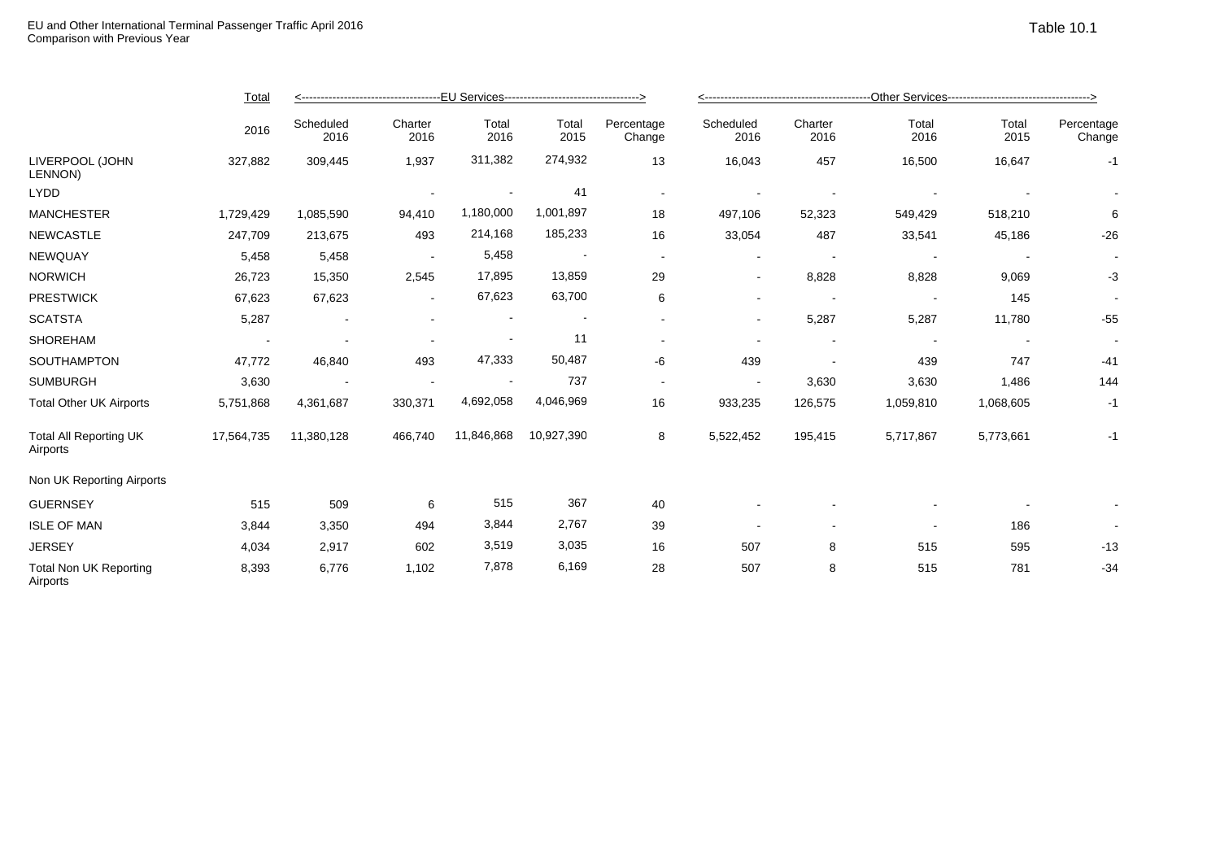EU and Other International Terminal Passenger Traffic April 2016
Comparison with Previous Year

Table 10.1

| | Total | EU Services | | | | | Other Services | | | | |
|---|---|---|---|---|---|---|---|---|---|---|---|
| | 2016 | Scheduled 2016 | Charter 2016 | Total 2016 | Total 2015 | Percentage Change | Scheduled 2016 | Charter 2016 | Total 2016 | Total 2015 | Percentage Change |
| LIVERPOOL (JOHN LENNON) | 327,882 | 309,445 | 1,937 | 311,382 | 274,932 | 13 | 16,043 | 457 | 16,500 | 16,647 | -1 |
| LYDD | | | - | - | 41 | - | - | - | - | - | - |
| MANCHESTER | 1,729,429 | 1,085,590 | 94,410 | 1,180,000 | 1,001,897 | 18 | 497,106 | 52,323 | 549,429 | 518,210 | 6 |
| NEWCASTLE | 247,709 | 213,675 | 493 | 214,168 | 185,233 | 16 | 33,054 | 487 | 33,541 | 45,186 | -26 |
| NEWQUAY | 5,458 | 5,458 | - | 5,458 | - | - | - | - | - | - | - |
| NORWICH | 26,723 | 15,350 | 2,545 | 17,895 | 13,859 | 29 | - | 8,828 | 8,828 | 9,069 | -3 |
| PRESTWICK | 67,623 | 67,623 | - | 67,623 | 63,700 | 6 | - | - | - | 145 | - |
| SCATSTA | 5,287 | - | - | - | - | - | - | 5,287 | 5,287 | 11,780 | -55 |
| SHOREHAM | - | - | - | - | 11 | - | - | - | - | - | - |
| SOUTHAMPTON | 47,772 | 46,840 | 493 | 47,333 | 50,487 | -6 | 439 | - | 439 | 747 | -41 |
| SUMBURGH | 3,630 | - | - | - | 737 | - | - | 3,630 | 3,630 | 1,486 | 144 |
| Total Other UK Airports | 5,751,868 | 4,361,687 | 330,371 | 4,692,058 | 4,046,969 | 16 | 933,235 | 126,575 | 1,059,810 | 1,068,605 | -1 |
| Total All Reporting UK Airports | 17,564,735 | 11,380,128 | 466,740 | 11,846,868 | 10,927,390 | 8 | 5,522,452 | 195,415 | 5,717,867 | 5,773,661 | -1 |
| Non UK Reporting Airports | | | | | | | | | | | |
| GUERNSEY | 515 | 509 | 6 | 515 | 367 | 40 | - | - | - | - | - |
| ISLE OF MAN | 3,844 | 3,350 | 494 | 3,844 | 2,767 | 39 | - | - | - | 186 | - |
| JERSEY | 4,034 | 2,917 | 602 | 3,519 | 3,035 | 16 | 507 | 8 | 515 | 595 | -13 |
| Total Non UK Reporting Airports | 8,393 | 6,776 | 1,102 | 7,878 | 6,169 | 28 | 507 | 8 | 515 | 781 | -34 |